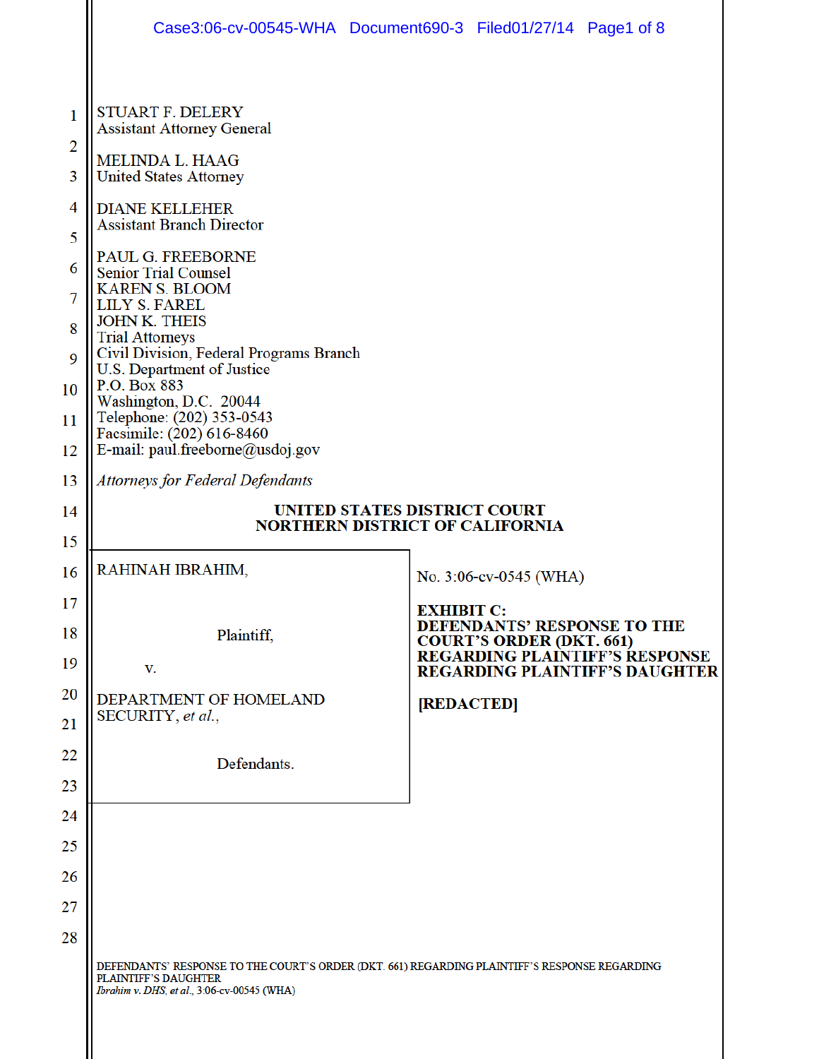STUART F. DELERY
Assistant Attorney General

MELINDA L. HAAG
United States Attorney

DIANE KELLEHER
Assistant Branch Director

PAUL G. FREEBORNE
Senior Trial Counsel
KAREN S. BLOOM
LILY S. FAREL
JOHN K. THEIS
Trial Attorneys
Civil Division, Federal Programs Branch
U.S. Department of Justice
P.O. Box 883
Washington, D.C. 20044
Telephone: (202) 353-0543
Facsimile: (202) 616-8460
E-mail: paul.freeborne@usdoj.gov

*Attorneys for Federal Defendants*

**UNITED STATES DISTRICT COURT**
**NORTHERN DISTRICT OF CALIFORNIA**

| | |
|---|---|
| RAHINAH IBRAHIM,<br><br>Plaintiff,<br><br>v.<br><br>DEPARTMENT OF HOMELAND SECURITY, *et al.*,<br><br>Defendants. | No. 3:06-cv-0545 (WHA)<br><br>**EXHIBIT C: DEFENDANTS' RESPONSE TO THE COURT'S ORDER (DKT. 661) REGARDING PLAINTIFF'S RESPONSE REGARDING PLAINTIFF'S DAUGHTER**<br><br>**[REDACTED]** |

DEFENDANTS' RESPONSE TO THE COURT'S ORDER (DKT. 661) REGARDING PLAINTIFF'S RESPONSE REGARDING PLAINTIFF'S DAUGHTER
*Ibrahim v. DHS, et al.*, 3:06-cv-00545 (WHA)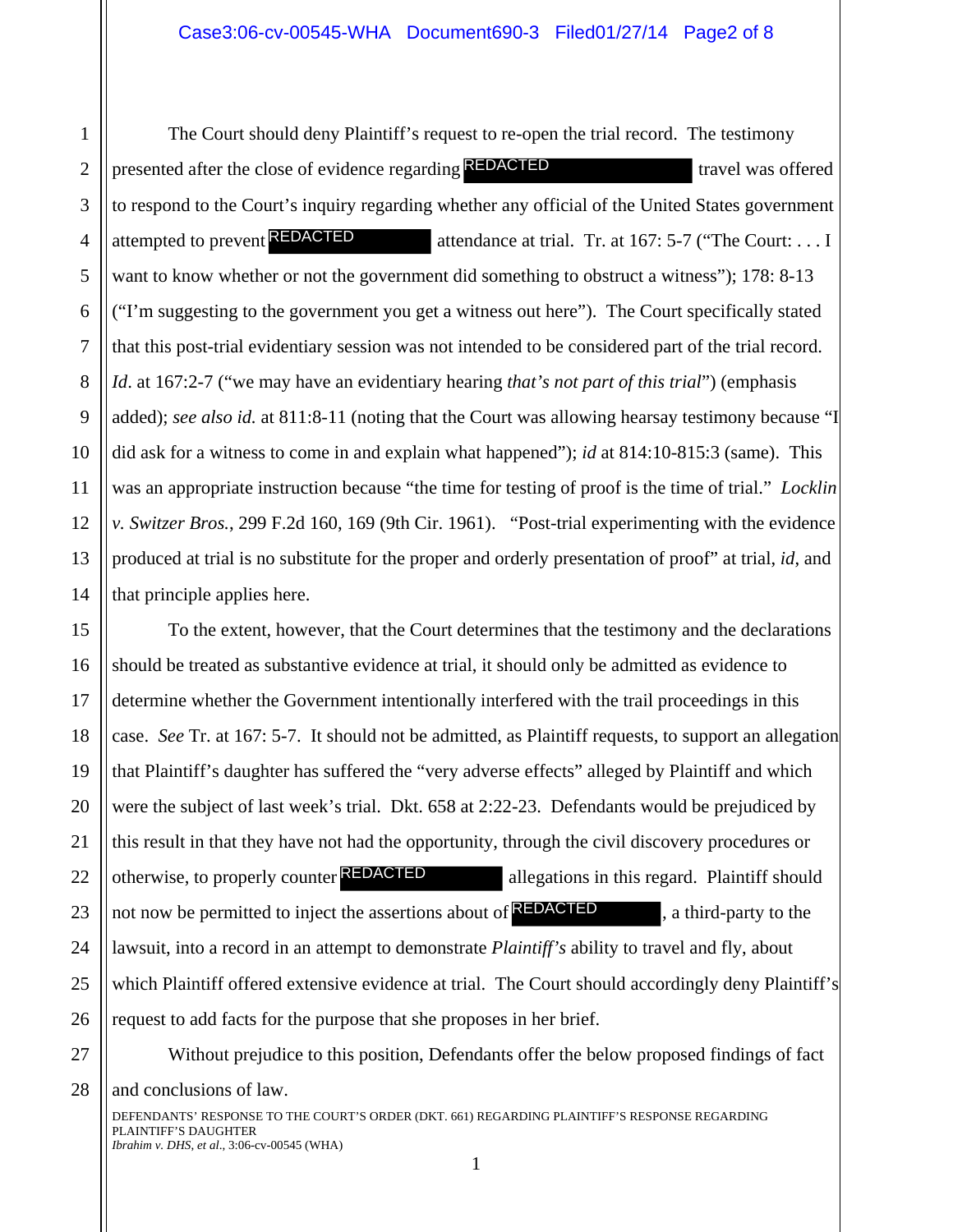The Court should deny Plaintiff's request to re-open the trial record. The testimony presented after the close of evidence regarding REDACTED travel was offered to respond to the Court's inquiry regarding whether any official of the United States government attempted to prevent REDACTED attendance at trial. Tr. at 167: 5-7 ("The Court: . . . I want to know whether or not the government did something to obstruct a witness"); 178: 8-13 ("I'm suggesting to the government you get a witness out here"). The Court specifically stated that this post-trial evidentiary session was not intended to be considered part of the trial record. *Id*. at 167:2-7 ("we may have an evidentiary hearing *that's not part of this trial*") (emphasis added); *see also id.* at 811:8-11 (noting that the Court was allowing hearsay testimony because "I did ask for a witness to come in and explain what happened"); *id* at 814:10-815:3 (same). This was an appropriate instruction because "the time for testing of proof is the time of trial." *Locklin v. Switzer Bros.*, 299 F.2d 160, 169 (9th Cir. 1961). "Post-trial experimenting with the evidence produced at trial is no substitute for the proper and orderly presentation of proof" at trial, *id*, and that principle applies here.

To the extent, however, that the Court determines that the testimony and the declarations should be treated as substantive evidence at trial, it should only be admitted as evidence to determine whether the Government intentionally interfered with the trail proceedings in this case. *See* Tr. at 167: 5-7. It should not be admitted, as Plaintiff requests, to support an allegation that Plaintiff's daughter has suffered the "very adverse effects" alleged by Plaintiff and which were the subject of last week's trial. Dkt. 658 at 2:22-23. Defendants would be prejudiced by this result in that they have not had the opportunity, through the civil discovery procedures or otherwise, to properly counter REDACTED allegations in this regard. Plaintiff should not now be permitted to inject the assertions about of REDACTED, a third-party to the lawsuit, into a record in an attempt to demonstrate *Plaintiff's* ability to travel and fly, about which Plaintiff offered extensive evidence at trial. The Court should accordingly deny Plaintiff's request to add facts for the purpose that she proposes in her brief.

Without prejudice to this position, Defendants offer the below proposed findings of fact and conclusions of law.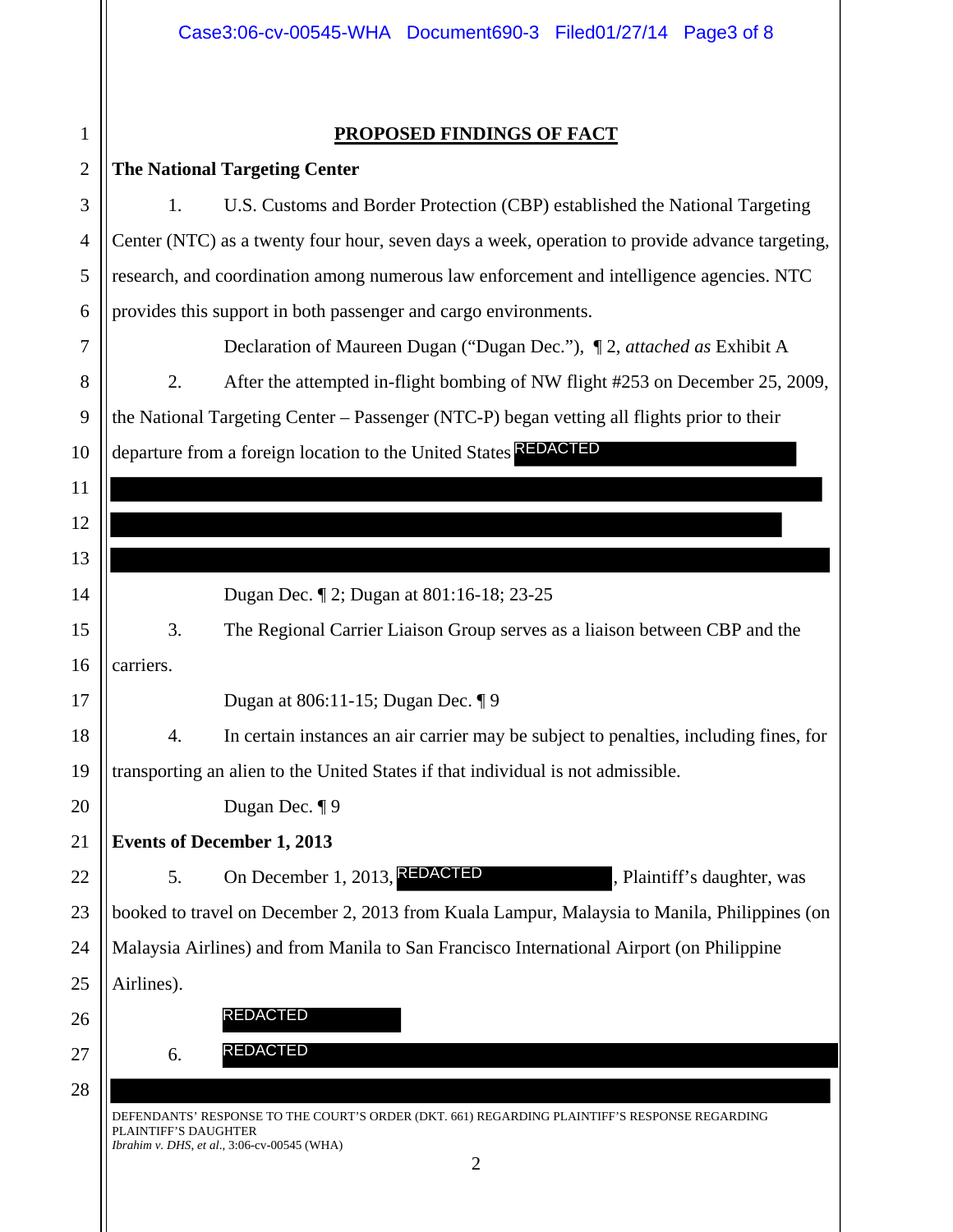# PROPOSED FINDINGS OF FACT

**The National Targeting Center**

1. U.S. Customs and Border Protection (CBP) established the National Targeting Center (NTC) as a twenty four hour, seven days a week, operation to provide advance targeting, research, and coordination among numerous law enforcement and intelligence agencies. NTC provides this support in both passenger and cargo environments.

   Declaration of Maureen Dugan ("Dugan Dec."), ¶ 2, *attached as* Exhibit A

2. After the attempted in-flight bombing of NW flight #253 on December 25, 2009, the National Targeting Center – Passenger (NTC-P) began vetting all flights prior to their departure from a foreign location to the United States REDACTED

   Dugan Dec. ¶ 2; Dugan at 801:16-18; 23-25

3. The Regional Carrier Liaison Group serves as a liaison between CBP and the carriers.

   Dugan at 806:11-15; Dugan Dec. ¶ 9

4. In certain instances an air carrier may be subject to penalties, including fines, for transporting an alien to the United States if that individual is not admissible.

   Dugan Dec. ¶ 9

**Events of December 1, 2013**

5. On December 1, 2013, REDACTED, Plaintiff's daughter, was booked to travel on December 2, 2013 from Kuala Lampur, Malaysia to Manila, Philippines (on Malaysia Airlines) and from Manila to San Francisco International Airport (on Philippine Airlines).

   REDACTED

6. REDACTED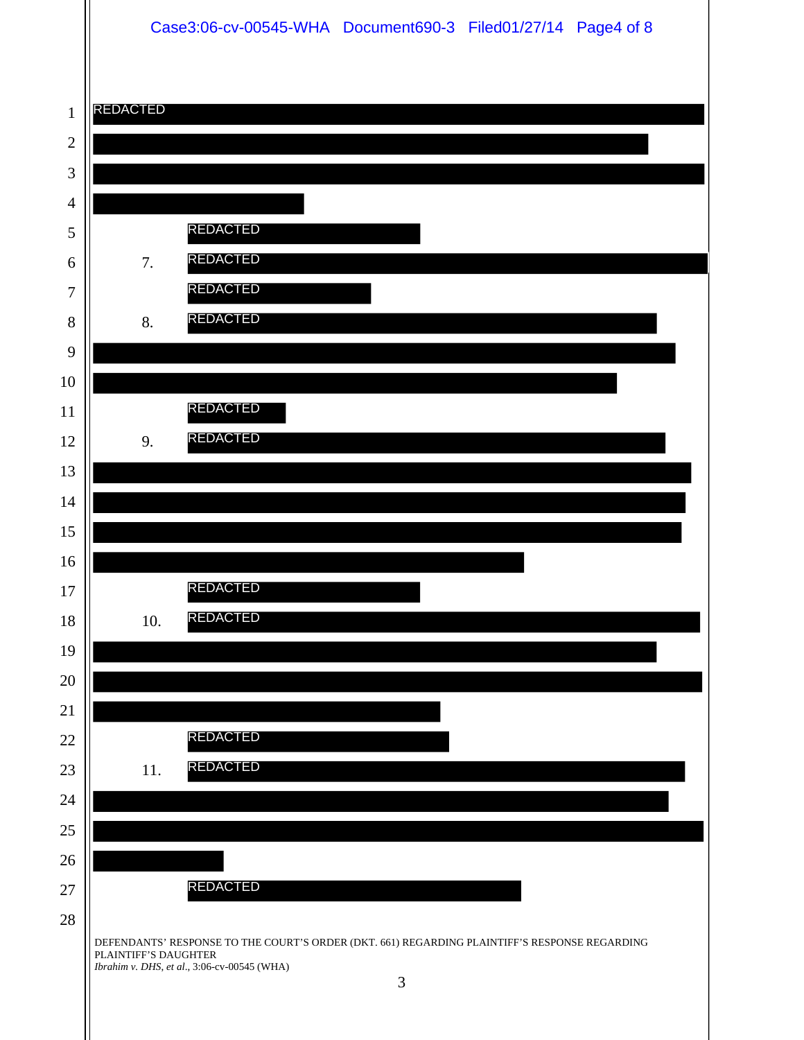REDACTED

REDACTED

7. REDACTED

REDACTED

8. REDACTED

REDACTED

9. REDACTED

REDACTED

10. REDACTED

REDACTED

11. REDACTED

REDACTED

DEFENDANTS' RESPONSE TO THE COURT'S ORDER (DKT. 661) REGARDING PLAINTIFF'S RESPONSE REGARDING PLAINTIFF'S DAUGHTER
*Ibrahim v. DHS, et al.*, 3:06-cv-00545 (WHA)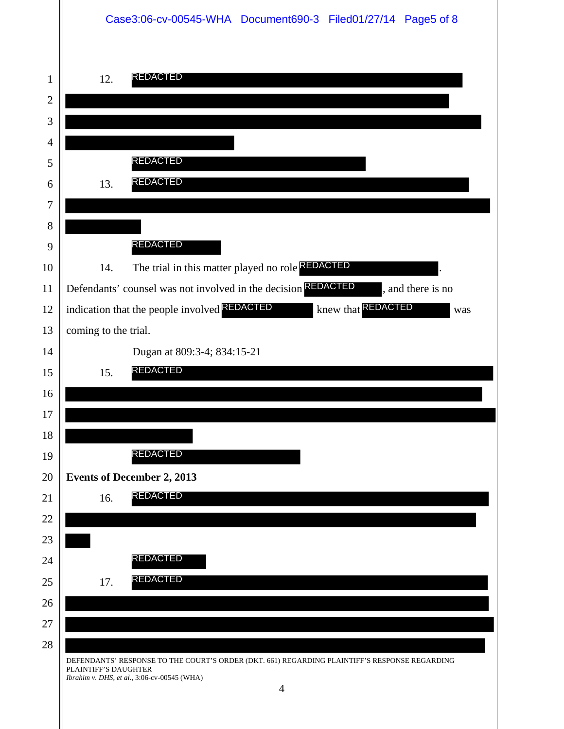12. REDACTED

REDACTED

13. REDACTED

REDACTED

14. The trial in this matter played no role REDACTED. Defendants' counsel was not involved in the decision REDACTED, and there is no indication that the people involved REDACTED knew that REDACTED was coming to the trial.

Dugan at 809:3-4; 834:15-21

15. REDACTED

REDACTED

**Events of December 2, 2013**

16. REDACTED

REDACTED

17. REDACTED

DEFENDANTS' RESPONSE TO THE COURT'S ORDER (DKT. 661) REGARDING PLAINTIFF'S RESPONSE REGARDING PLAINTIFF'S DAUGHTER
*Ibrahim v. DHS, et al.*, 3:06-cv-00545 (WHA)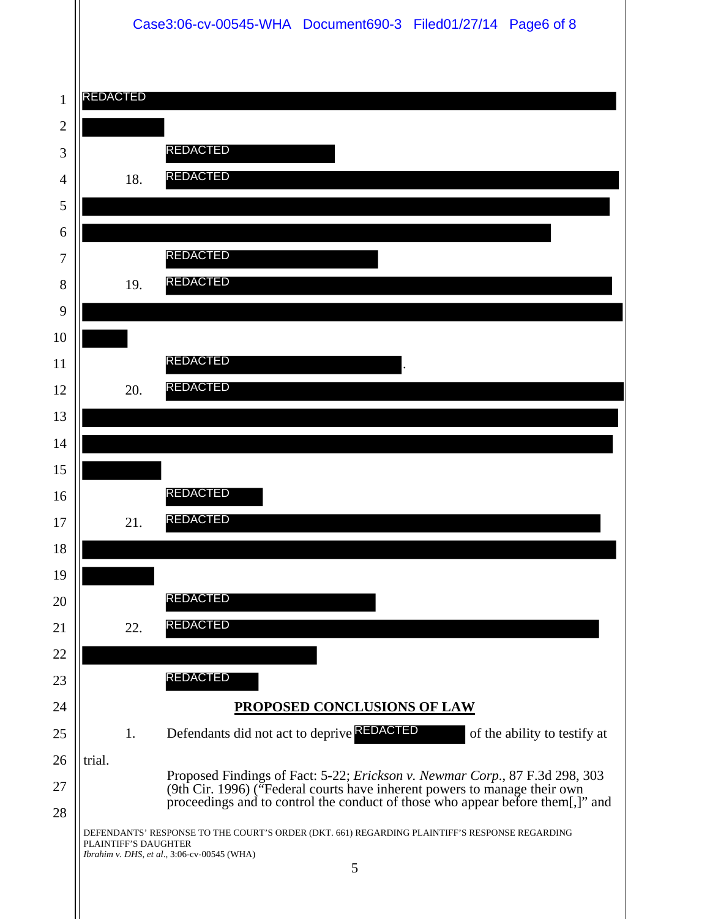REDACTED

REDACTED

18. REDACTED

REDACTED

19. REDACTED

REDACTED.

20. REDACTED

REDACTED

21. REDACTED

REDACTED

22. REDACTED

REDACTED

## PROPOSED CONCLUSIONS OF LAW

1. Defendants did not act to deprive REDACTED of the ability to testify at trial.

Proposed Findings of Fact: 5-22; *Erickson v. Newmar Corp.*, 87 F.3d 298, 303 (9th Cir. 1996) ("Federal courts have inherent powers to manage their own proceedings and to control the conduct of those who appear before them[,]" and

DEFENDANTS' RESPONSE TO THE COURT'S ORDER (DKT. 661) REGARDING PLAINTIFF'S RESPONSE REGARDING PLAINTIFF'S DAUGHTER
*Ibrahim v. DHS, et al.*, 3:06-cv-00545 (WHA)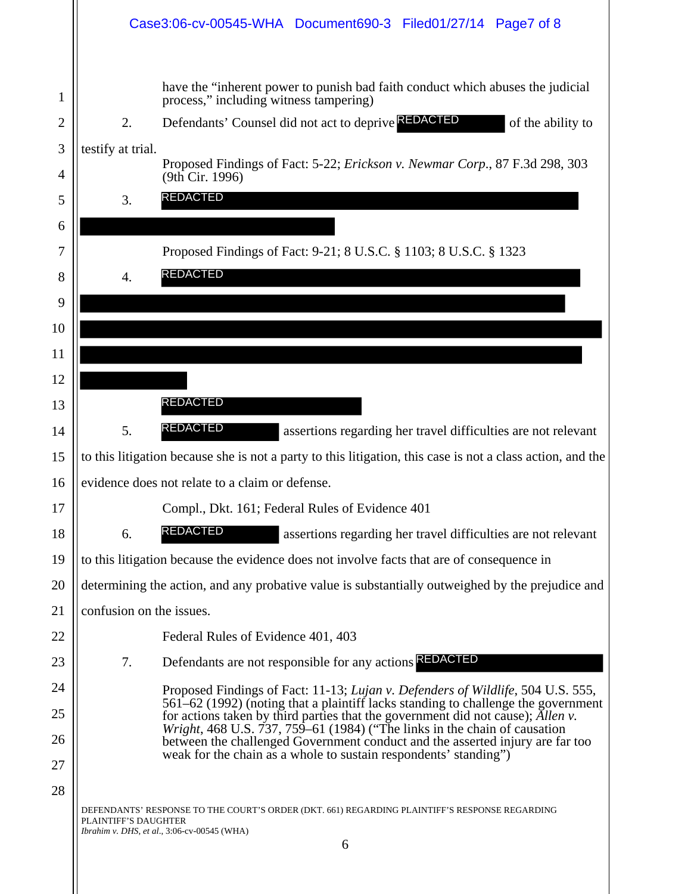have the "inherent power to punish bad faith conduct which abuses the judicial process," including witness tampering)

2. Defendants' Counsel did not act to deprive REDACTED of the ability to testify at trial.

Proposed Findings of Fact: 5-22; *Erickson v. Newmar Corp.*, 87 F.3d 298, 303 (9th Cir. 1996)

3. REDACTED

Proposed Findings of Fact: 9-21; 8 U.S.C. § 1103; 8 U.S.C. § 1323

4. REDACTED

REDACTED

5. REDACTED assertions regarding her travel difficulties are not relevant to this litigation because she is not a party to this litigation, this case is not a class action, and the evidence does not relate to a claim or defense.

Compl., Dkt. 161; Federal Rules of Evidence 401

6. REDACTED assertions regarding her travel difficulties are not relevant to this litigation because the evidence does not involve facts that are of consequence in determining the action, and any probative value is substantially outweighed by the prejudice and confusion on the issues.

Federal Rules of Evidence 401, 403

7. Defendants are not responsible for any actions REDACTED

Proposed Findings of Fact: 11-13; *Lujan v. Defenders of Wildlife*, 504 U.S. 555, 561–62 (1992) (noting that a plaintiff lacks standing to challenge the government for actions taken by third parties that the government did not cause); *Allen v. Wright*, 468 U.S. 737, 759–61 (1984) ("The links in the chain of causation between the challenged Government conduct and the asserted injury are far too weak for the chain as a whole to sustain respondents' standing")

DEFENDANTS' RESPONSE TO THE COURT'S ORDER (DKT. 661) REGARDING PLAINTIFF'S RESPONSE REGARDING PLAINTIFF'S DAUGHTER
*Ibrahim v. DHS, et al.*, 3:06-cv-00545 (WHA)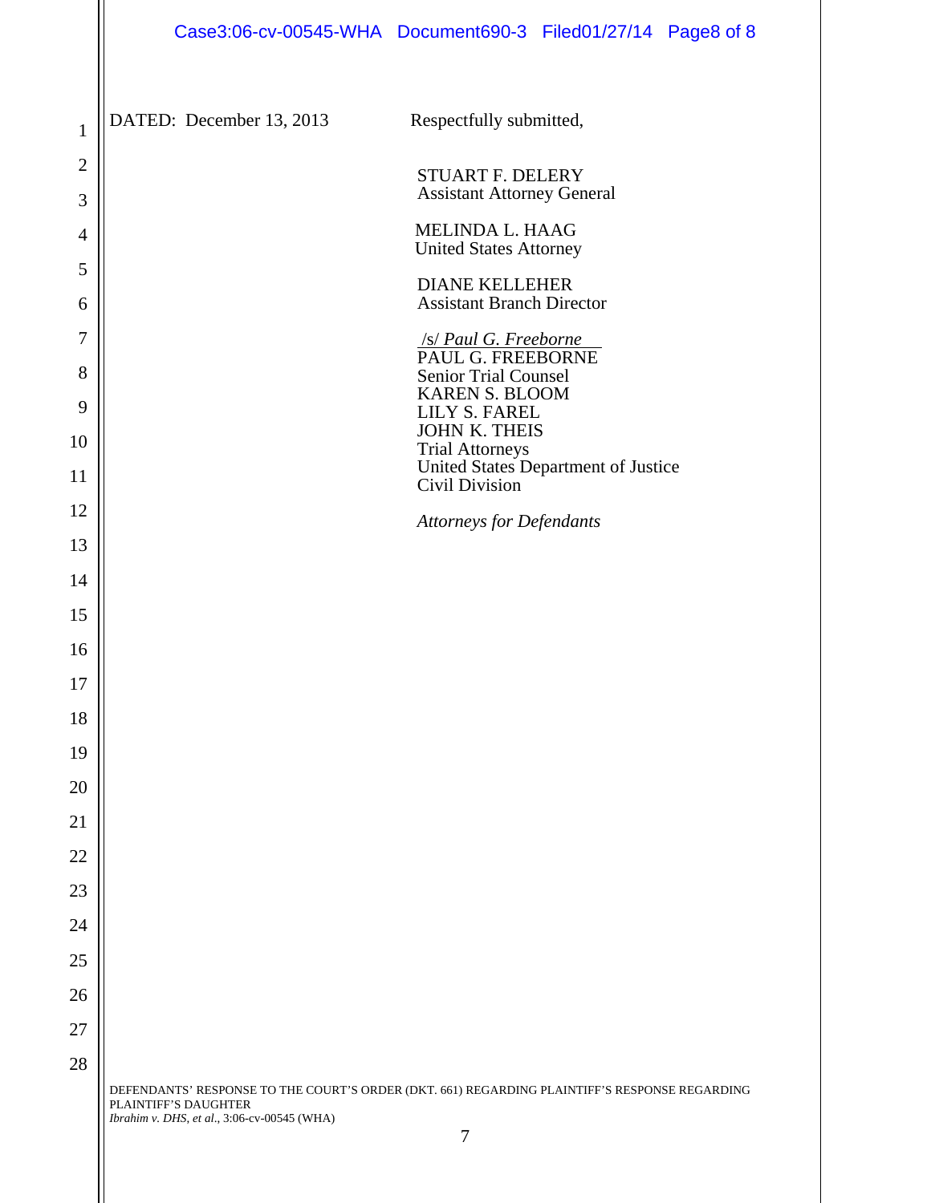DATED: December 13, 2013

Respectfully submitted,

STUART F. DELERY
Assistant Attorney General

MELINDA L. HAAG
United States Attorney

DIANE KELLEHER
Assistant Branch Director

/s/ *Paul G. Freeborne*
PAUL G. FREEBORNE
Senior Trial Counsel
KAREN S. BLOOM
LILY S. FAREL
JOHN K. THEIS
Trial Attorneys
United States Department of Justice
Civil Division

*Attorneys for Defendants*